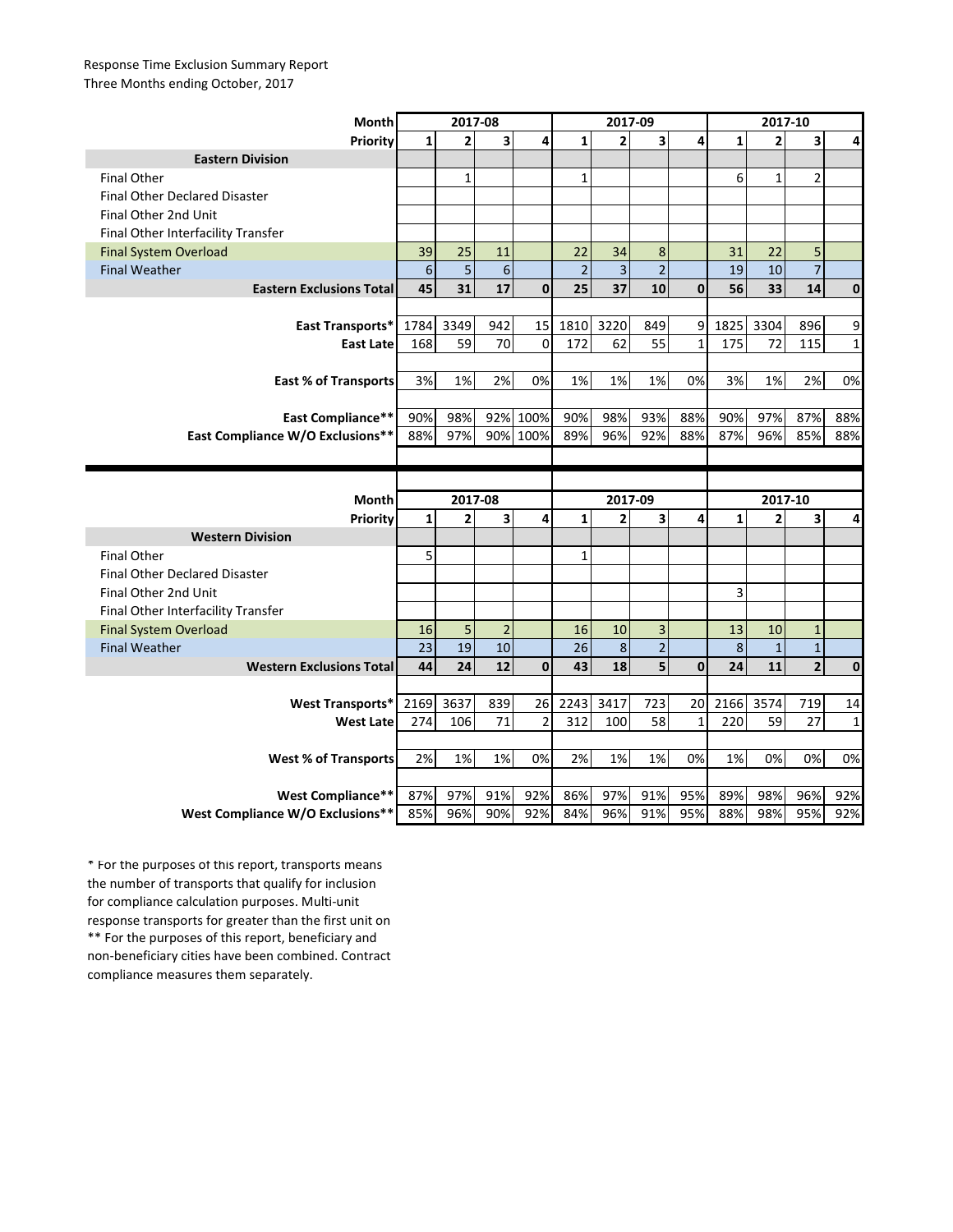Response Time Exclusion Summary Report
Three Months ending October, 2017

| Month | 2017-08 | | | | 2017-09 | | | | 2017-10 | | | |
|---|---|---|---|---|---|---|---|---|---|---|---|---|
| Priority | 1 | 2 | 3 | 4 | 1 | 2 | 3 | 4 | 1 | 2 | 3 | 4 |
| **Eastern Division** | | | | | | | | | | | | |
| Final Other | | 1 | | | 1 | | | | 6 | 1 | 2 | |
| Final Other Declared Disaster | | | | | | | | | | | | |
| Final Other 2nd Unit | | | | | | | | | | | | |
| Final Other Interfacility Transfer | | | | | | | | | | | | |
| Final System Overload | 39 | 25 | 11 | | 22 | 34 | 8 | | 31 | 22 | 5 | |
| Final Weather | 6 | 5 | 6 | | 2 | 3 | 2 | | 19 | 10 | 7 | |
| **Eastern Exclusions Total** | **45** | **31** | **17** | **0** | **25** | **37** | **10** | **0** | **56** | **33** | **14** | **0** |
| | | | | | | | | | | | | |
| **East Transports*** | 1784 | 3349 | 942 | 15 | 1810 | 3220 | 849 | 9 | 1825 | 3304 | 896 | 9 |
| **East Late** | 168 | 59 | 70 | 0 | 172 | 62 | 55 | 1 | 175 | 72 | 115 | 1 |
| | | | | | | | | | | | | |
| **East % of Transports** | 3% | 1% | 2% | 0% | 1% | 1% | 1% | 0% | 3% | 1% | 2% | 0% |
| | | | | | | | | | | | | |
| **East Compliance**** | 90% | 98% | 92% | 100% | 90% | 98% | 93% | 88% | 90% | 97% | 87% | 88% |
| **East Compliance W/O Exclusions**** | 88% | 97% | 90% | 100% | 89% | 96% | 92% | 88% | 87% | 96% | 85% | 88% |

| Month | 2017-08 | | | | 2017-09 | | | | 2017-10 | | | |
|---|---|---|---|---|---|---|---|---|---|---|---|---|
| Priority | 1 | 2 | 3 | 4 | 1 | 2 | 3 | 4 | 1 | 2 | 3 | 4 |
| **Western Division** | | | | | | | | | | | | |
| Final Other | 5 | | | | 1 | | | | | | | |
| Final Other Declared Disaster | | | | | | | | | | | | |
| Final Other 2nd Unit | | | | | | | | | 3 | | | |
| Final Other Interfacility Transfer | | | | | | | | | | | | |
| Final System Overload | 16 | 5 | 2 | | 16 | 10 | 3 | | 13 | 10 | 1 | |
| Final Weather | 23 | 19 | 10 | | 26 | 8 | 2 | | 8 | 1 | 1 | |
| **Western Exclusions Total** | **44** | **24** | **12** | **0** | **43** | **18** | **5** | **0** | **24** | **11** | **2** | **0** |
| | | | | | | | | | | | | |
| **West Transports*** | 2169 | 3637 | 839 | 26 | 2243 | 3417 | 723 | 20 | 2166 | 3574 | 719 | 14 |
| **West Late** | 274 | 106 | 71 | 2 | 312 | 100 | 58 | 1 | 220 | 59 | 27 | 1 |
| | | | | | | | | | | | | |
| **West % of Transports** | 2% | 1% | 1% | 0% | 2% | 1% | 1% | 0% | 1% | 0% | 0% | 0% |
| | | | | | | | | | | | | |
| **West Compliance**** | 87% | 97% | 91% | 92% | 86% | 97% | 91% | 95% | 89% | 98% | 96% | 92% |
| **West Compliance W/O Exclusions**** | 85% | 96% | 90% | 92% | 84% | 96% | 91% | 95% | 88% | 98% | 95% | 92% |

* For the purposes of this report, transports means the number of transports that qualify for inclusion for compliance calculation purposes. Multi-unit response transports for greater than the first unit on
** For the purposes of this report, beneficiary and non-beneficiary cities have been combined. Contract compliance measures them separately.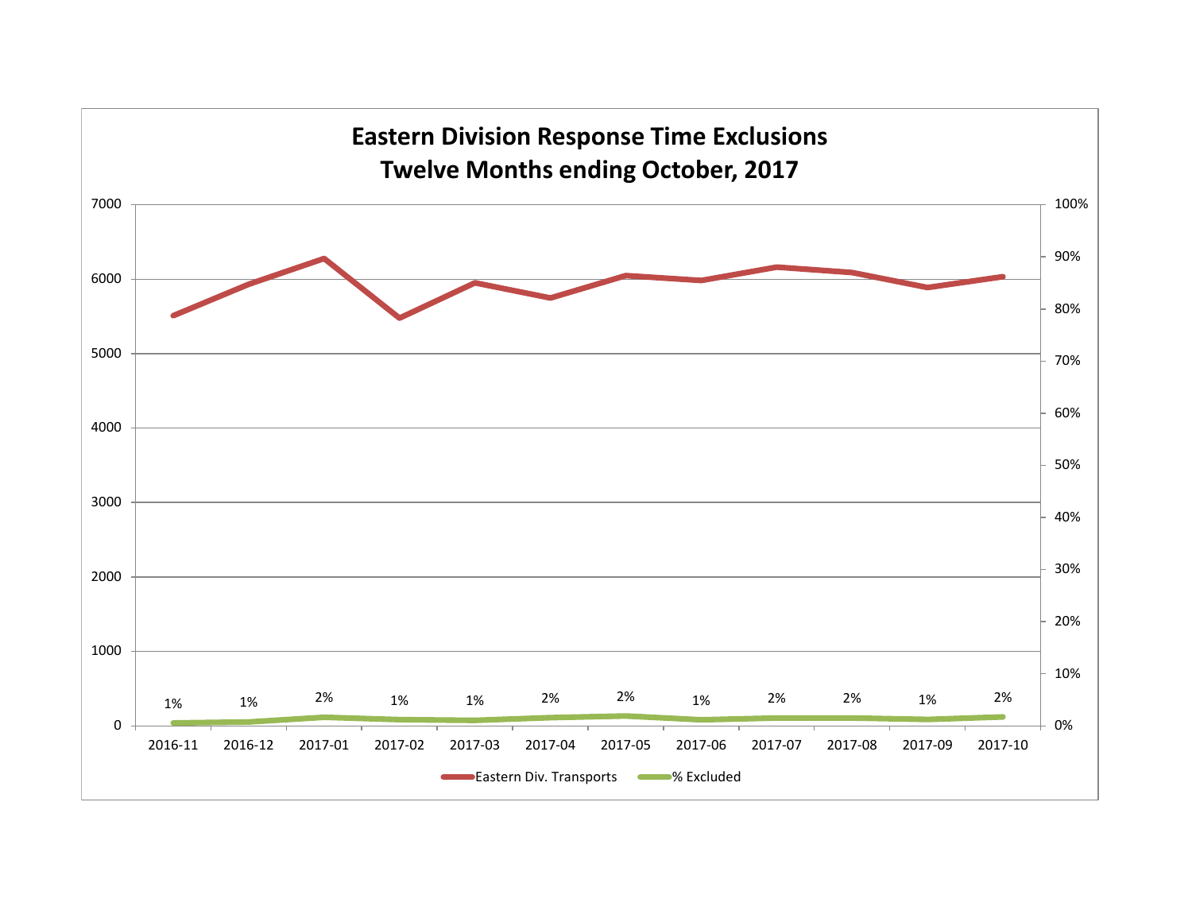## Eastern Division Response Time Exclusions
## Twelve Months ending October, 2017

| Month | % Excluded |
|---|---|
| 2016-11 | 1% |
| 2016-12 | 1% |
| 2017-01 | 2% |
| 2017-02 | 1% |
| 2017-03 | 1% |
| 2017-04 | 2% |
| 2017-05 | 2% |
| 2017-06 | 1% |
| 2017-07 | 2% |
| 2017-08 | 2% |
| 2017-09 | 1% |
| 2017-10 | 2% |

Eastern Div. Transports | % Excluded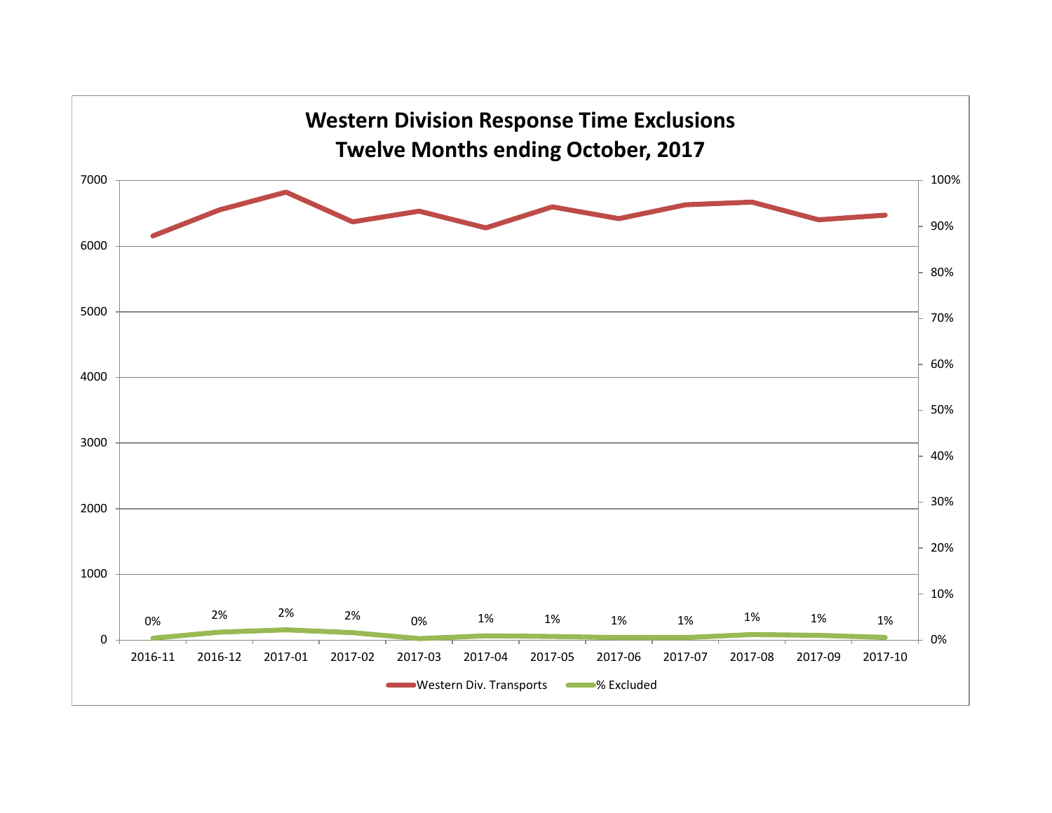# Western Division Response Time Exclusions
## Twelve Months ending October, 2017

7000
6000
5000
4000
3000
2000
1000
0

100%
90%
80%
70%
60%
50%
40%
30%
20%
10%
0%

0% 2% 2% 2% 0% 1% 1% 1% 1% 1% 1% 1%

2016-11 2016-12 2017-01 2017-02 2017-03 2017-04 2017-05 2017-06 2017-07 2017-08 2017-09 2017-10

Western Div. Transports
% Excluded